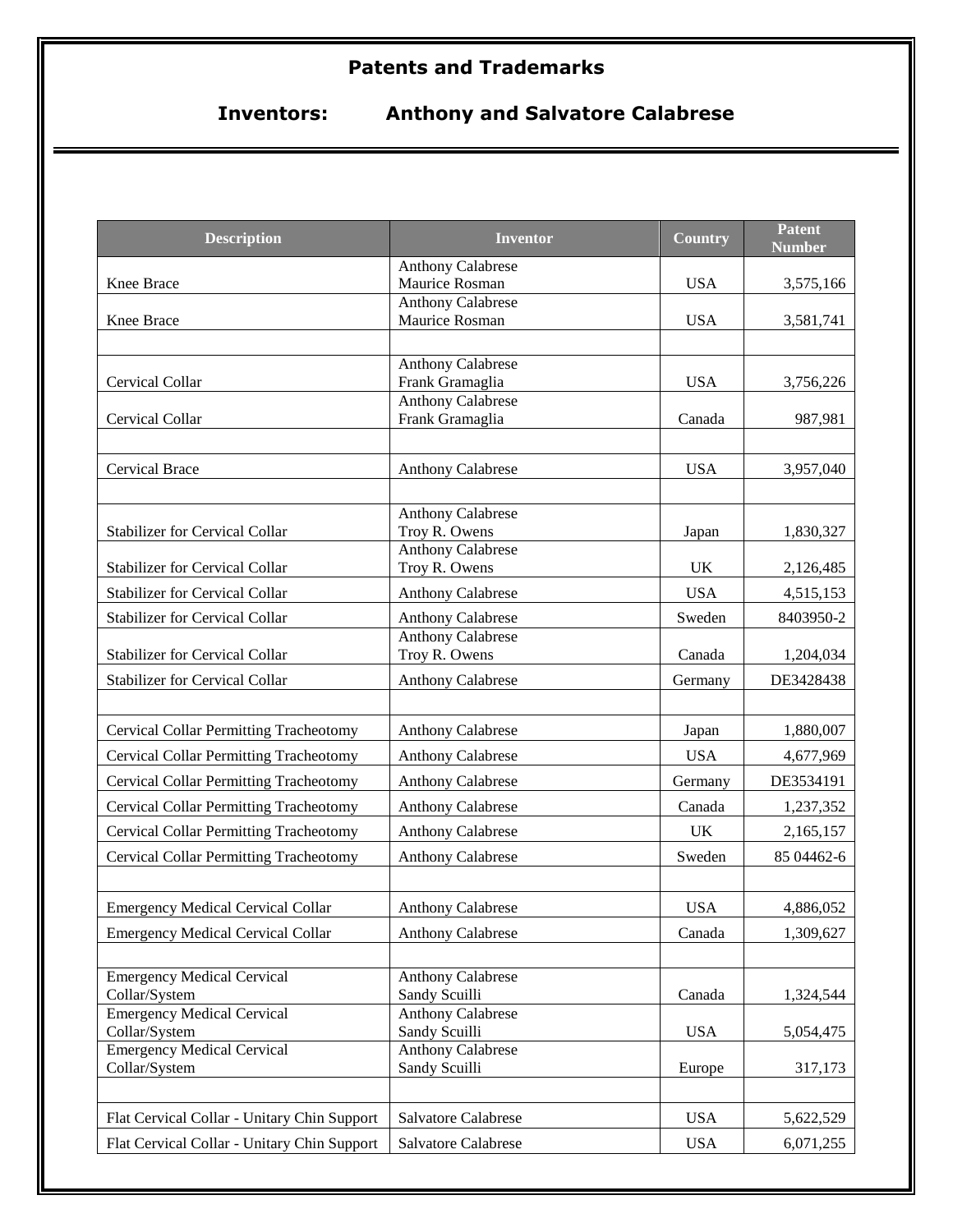# Patents and Trademarks

## Inventors: Anthony and Salvatore Calabrese

| Description | Inventor | Country | Patent Number |
|---|---|---|---|
| Knee Brace | Anthony Calabrese<br>Maurice Rosman | USA | 3,575,166 |
| Knee Brace | Anthony Calabrese<br>Maurice Rosman | USA | 3,581,741 |
| | | | |
| Cervical Collar | Anthony Calabrese<br>Frank Gramaglia | USA | 3,756,226 |
| Cervical Collar | Anthony Calabrese<br>Frank Gramaglia | Canada | 987,981 |
| | | | |
| Cervical Brace | Anthony Calabrese | USA | 3,957,040 |
| | | | |
| Stabilizer for Cervical Collar | Anthony Calabrese<br>Troy R. Owens | Japan | 1,830,327 |
| Stabilizer for Cervical Collar | Anthony Calabrese<br>Troy R. Owens | UK | 2,126,485 |
| Stabilizer for Cervical Collar | Anthony Calabrese | USA | 4,515,153 |
| Stabilizer for Cervical Collar | Anthony Calabrese | Sweden | 8403950-2 |
| Stabilizer for Cervical Collar | Anthony Calabrese<br>Troy R. Owens | Canada | 1,204,034 |
| Stabilizer for Cervical Collar | Anthony Calabrese | Germany | DE3428438 |
| | | | |
| Cervical Collar Permitting Tracheotomy | Anthony Calabrese | Japan | 1,880,007 |
| Cervical Collar Permitting Tracheotomy | Anthony Calabrese | USA | 4,677,969 |
| Cervical Collar Permitting Tracheotomy | Anthony Calabrese | Germany | DE3534191 |
| Cervical Collar Permitting Tracheotomy | Anthony Calabrese | Canada | 1,237,352 |
| Cervical Collar Permitting Tracheotomy | Anthony Calabrese | UK | 2,165,157 |
| Cervical Collar Permitting Tracheotomy | Anthony Calabrese | Sweden | 85 04462-6 |
| | | | |
| Emergency Medical Cervical Collar | Anthony Calabrese | USA | 4,886,052 |
| Emergency Medical Cervical Collar | Anthony Calabrese | Canada | 1,309,627 |
| | | | |
| Emergency Medical Cervical Collar/System | Anthony Calabrese<br>Sandy Scuilli | Canada | 1,324,544 |
| Emergency Medical Cervical Collar/System | Anthony Calabrese<br>Sandy Scuilli | USA | 5,054,475 |
| Emergency Medical Cervical Collar/System | Anthony Calabrese<br>Sandy Scuilli | Europe | 317,173 |
| | | | |
| Flat Cervical Collar - Unitary Chin Support | Salvatore Calabrese | USA | 5,622,529 |
| Flat Cervical Collar - Unitary Chin Support | Salvatore Calabrese | USA | 6,071,255 |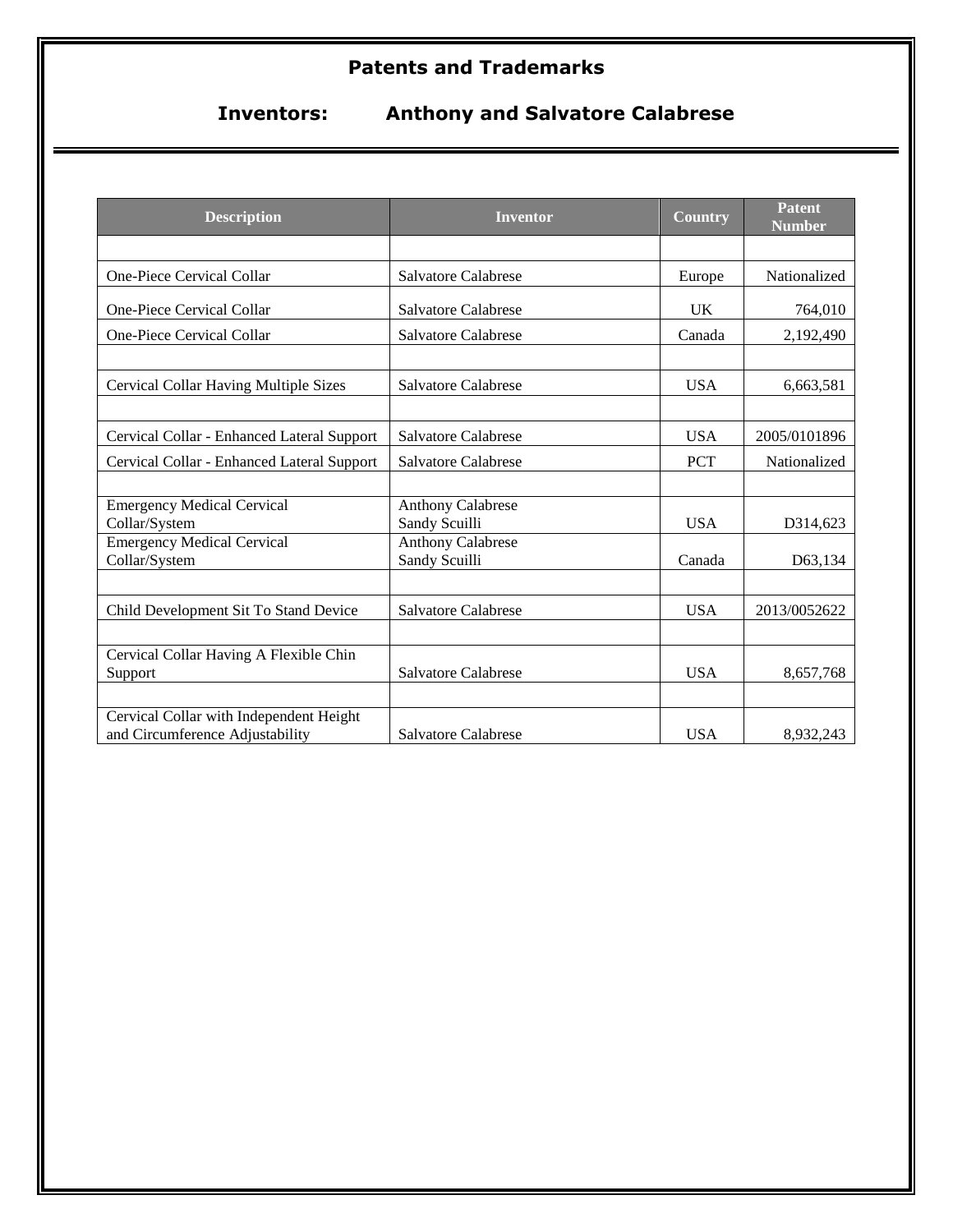## Patents and Trademarks

### Inventors: Anthony and Salvatore Calabrese

| Description | Inventor | Country | Patent Number |
|---|---|---|---|
| | | | |
| One-Piece Cervical Collar | Salvatore Calabrese | Europe | Nationalized |
| One-Piece Cervical Collar | Salvatore Calabrese | UK | 764,010 |
| One-Piece Cervical Collar | Salvatore Calabrese | Canada | 2,192,490 |
| | | | |
| Cervical Collar Having Multiple Sizes | Salvatore Calabrese | USA | 6,663,581 |
| | | | |
| Cervical Collar - Enhanced Lateral Support | Salvatore Calabrese | USA | 2005/0101896 |
| Cervical Collar - Enhanced Lateral Support | Salvatore Calabrese | PCT | Nationalized |
| | | | |
| Emergency Medical Cervical Collar/System | Anthony Calabrese<br>Sandy Scuilli | USA | D314,623 |
| Emergency Medical Cervical Collar/System | Anthony Calabrese<br>Sandy Scuilli | Canada | D63,134 |
| | | | |
| Child Development Sit To Stand Device | Salvatore Calabrese | USA | 2013/0052622 |
| | | | |
| Cervical Collar Having A Flexible Chin Support | Salvatore Calabrese | USA | 8,657,768 |
| | | | |
| Cervical Collar with Independent Height and Circumference Adjustability | Salvatore Calabrese | USA | 8,932,243 |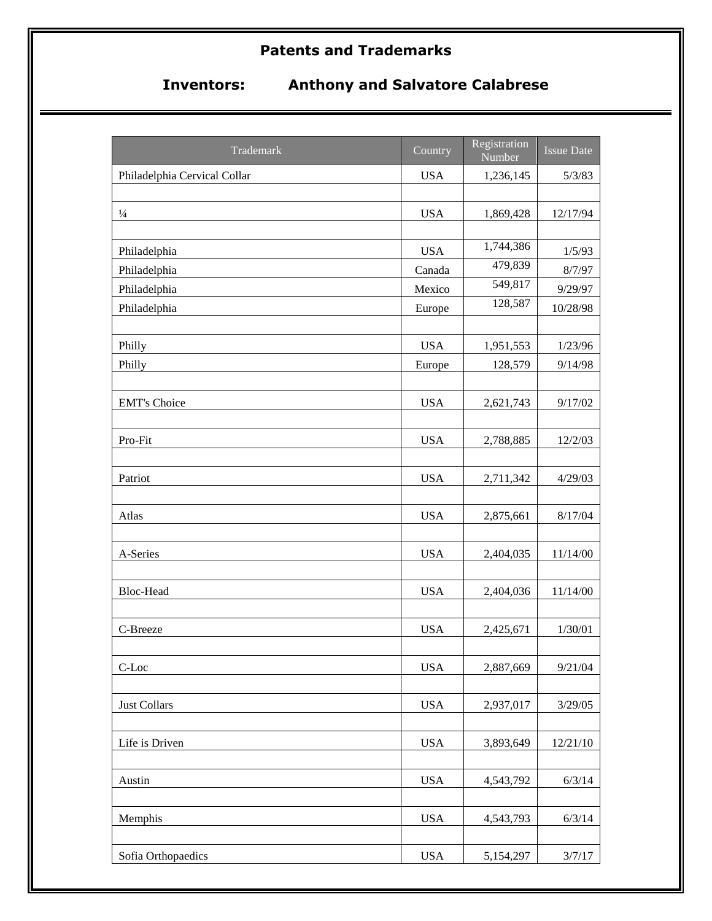# Patents and Trademarks

## Inventors: Anthony and Salvatore Calabrese

| Trademark | Country | Registration Number | Issue Date |
|---|---|---|---|
| Philadelphia Cervical Collar | USA | 1,236,145 | 5/3/83 |
| | | | |
| ¼ | USA | 1,869,428 | 12/17/94 |
| | | | |
| Philadelphia | USA | 1,744,386 | 1/5/93 |
| Philadelphia | Canada | 479,839 | 8/7/97 |
| Philadelphia | Mexico | 549,817 | 9/29/97 |
| Philadelphia | Europe | 128,587 | 10/28/98 |
| | | | |
| Philly | USA | 1,951,553 | 1/23/96 |
| Philly | Europe | 128,579 | 9/14/98 |
| | | | |
| EMT's Choice | USA | 2,621,743 | 9/17/02 |
| | | | |
| Pro-Fit | USA | 2,788,885 | 12/2/03 |
| | | | |
| Patriot | USA | 2,711,342 | 4/29/03 |
| | | | |
| Atlas | USA | 2,875,661 | 8/17/04 |
| | | | |
| A-Series | USA | 2,404,035 | 11/14/00 |
| | | | |
| Bloc-Head | USA | 2,404,036 | 11/14/00 |
| | | | |
| C-Breeze | USA | 2,425,671 | 1/30/01 |
| | | | |
| C-Loc | USA | 2,887,669 | 9/21/04 |
| | | | |
| Just Collars | USA | 2,937,017 | 3/29/05 |
| | | | |
| Life is Driven | USA | 3,893,649 | 12/21/10 |
| | | | |
| Austin | USA | 4,543,792 | 6/3/14 |
| | | | |
| Memphis | USA | 4,543,793 | 6/3/14 |
| | | | |
| Sofia Orthopaedics | USA | 5,154,297 | 3/7/17 |